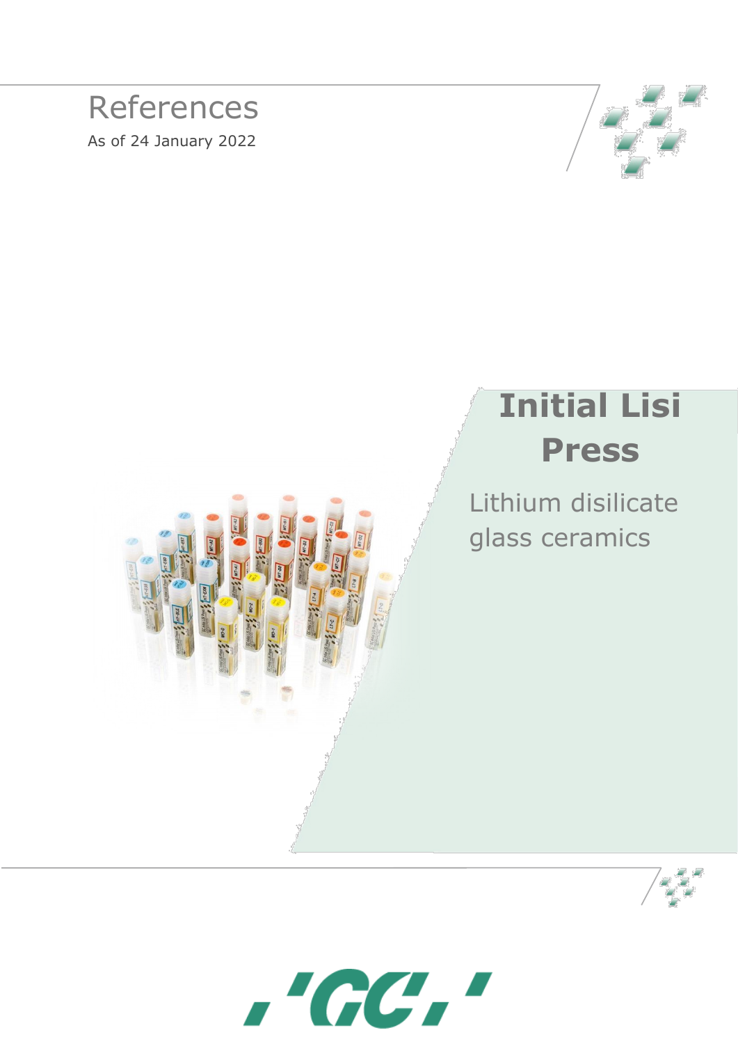# References

As of 24 January 2022

# Initial Lisi Press

## Lithium disilicate glass ceramics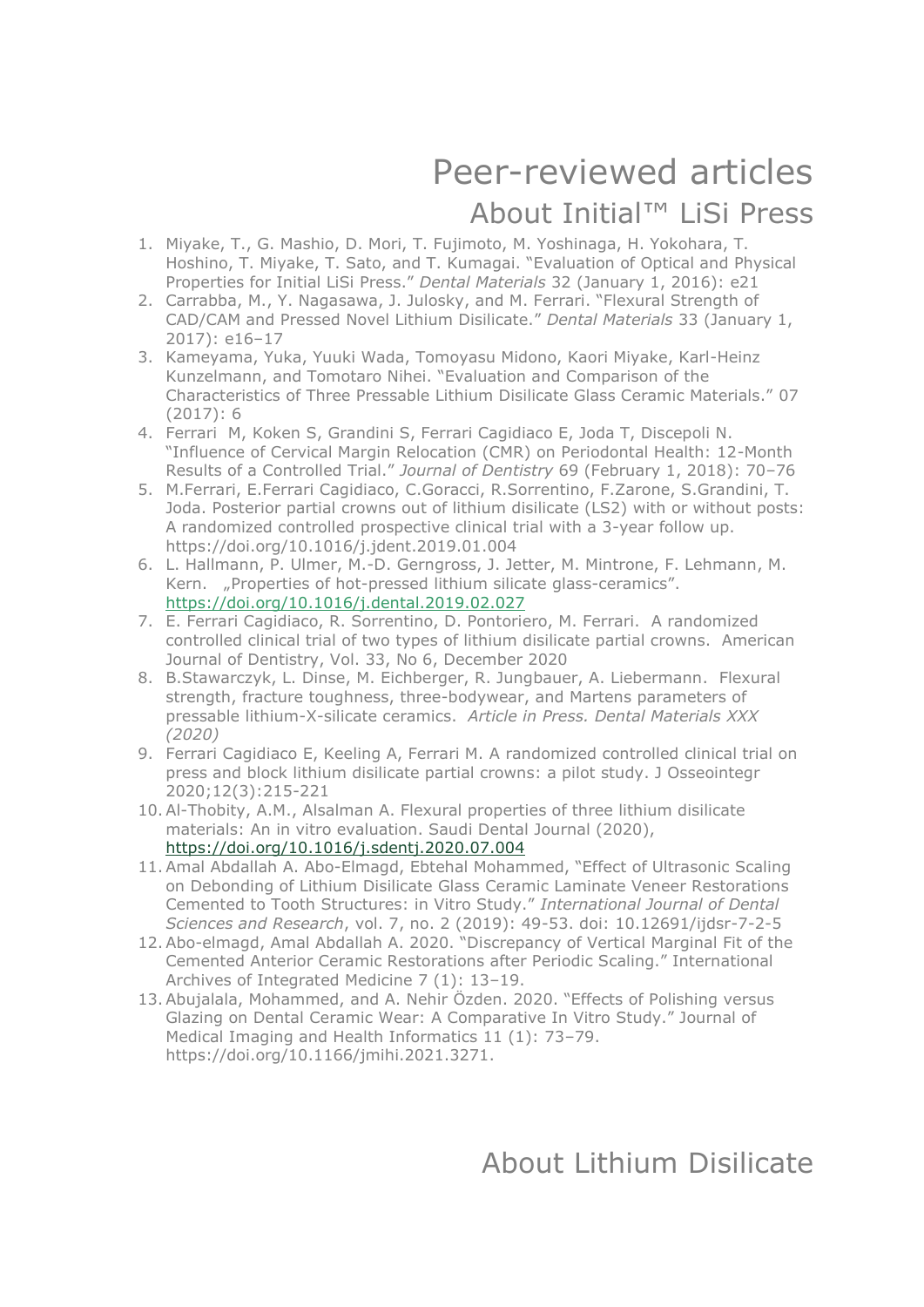# Peer-reviewed articles

## About Initial™ LiSi Press

1. Miyake, T., G. Mashio, D. Mori, T. Fujimoto, M. Yoshinaga, H. Yokohara, T. Hoshino, T. Miyake, T. Sato, and T. Kumagai. "Evaluation of Optical and Physical Properties for Initial LiSi Press." *Dental Materials* 32 (January 1, 2016): e21
2. Carrabba, M., Y. Nagasawa, J. Julosky, and M. Ferrari. "Flexural Strength of CAD/CAM and Pressed Novel Lithium Disilicate." *Dental Materials* 33 (January 1, 2017): e16–17
3. Kameyama, Yuka, Yuuki Wada, Tomoyasu Midono, Kaori Miyake, Karl-Heinz Kunzelmann, and Tomotaro Nihei. "Evaluation and Comparison of the Characteristics of Three Pressable Lithium Disilicate Glass Ceramic Materials." 07 (2017): 6
4. Ferrari M, Koken S, Grandini S, Ferrari Cagidiaco E, Joda T, Discepoli N. "Influence of Cervical Margin Relocation (CMR) on Periodontal Health: 12-Month Results of a Controlled Trial." *Journal of Dentistry* 69 (February 1, 2018): 70–76
5. M.Ferrari, E.Ferrari Cagidiaco, C.Goracci, R.Sorrentino, F.Zarone, S.Grandini, T. Joda. Posterior partial crowns out of lithium disilicate (LS2) with or without posts: A randomized controlled prospective clinical trial with a 3-year follow up. https://doi.org/10.1016/j.jdent.2019.01.004
6. L. Hallmann, P. Ulmer, M.-D. Gerngross, J. Jetter, M. Mintrone, F. Lehmann, M. Kern. „Properties of hot-pressed lithium silicate glass-ceramics". https://doi.org/10.1016/j.dental.2019.02.027
7. E. Ferrari Cagidiaco, R. Sorrentino, D. Pontoriero, M. Ferrari. A randomized controlled clinical trial of two types of lithium disilicate partial crowns. American Journal of Dentistry, Vol. 33, No 6, December 2020
8. B.Stawarczyk, L. Dinse, M. Eichberger, R. Jungbauer, A. Liebermann. Flexural strength, fracture toughness, three-bodywear, and Martens parameters of pressable lithium-X-silicate ceramics. *Article in Press. Dental Materials XXX (2020)*
9. Ferrari Cagidiaco E, Keeling A, Ferrari M. A randomized controlled clinical trial on press and block lithium disilicate partial crowns: a pilot study. J Osseointegr 2020;12(3):215-221
10. Al-Thobity, A.M., Alsalman A. Flexural properties of three lithium disilicate materials: An in vitro evaluation. Saudi Dental Journal (2020), https://doi.org/10.1016/j.sdentj.2020.07.004
11. Amal Abdallah A. Abo-Elmagd, Ebtehal Mohammed, "Effect of Ultrasonic Scaling on Debonding of Lithium Disilicate Glass Ceramic Laminate Veneer Restorations Cemented to Tooth Structures: in Vitro Study." *International Journal of Dental Sciences and Research*, vol. 7, no. 2 (2019): 49-53. doi: 10.12691/ijdsr-7-2-5
12. Abo-elmagd, Amal Abdallah A. 2020. "Discrepancy of Vertical Marginal Fit of the Cemented Anterior Ceramic Restorations after Periodic Scaling." International Archives of Integrated Medicine 7 (1): 13–19.
13. Abujalala, Mohammed, and A. Nehir Özden. 2020. "Effects of Polishing versus Glazing on Dental Ceramic Wear: A Comparative In Vitro Study." Journal of Medical Imaging and Health Informatics 11 (1): 73–79. https://doi.org/10.1166/jmihi.2021.3271.

## About Lithium Disilicate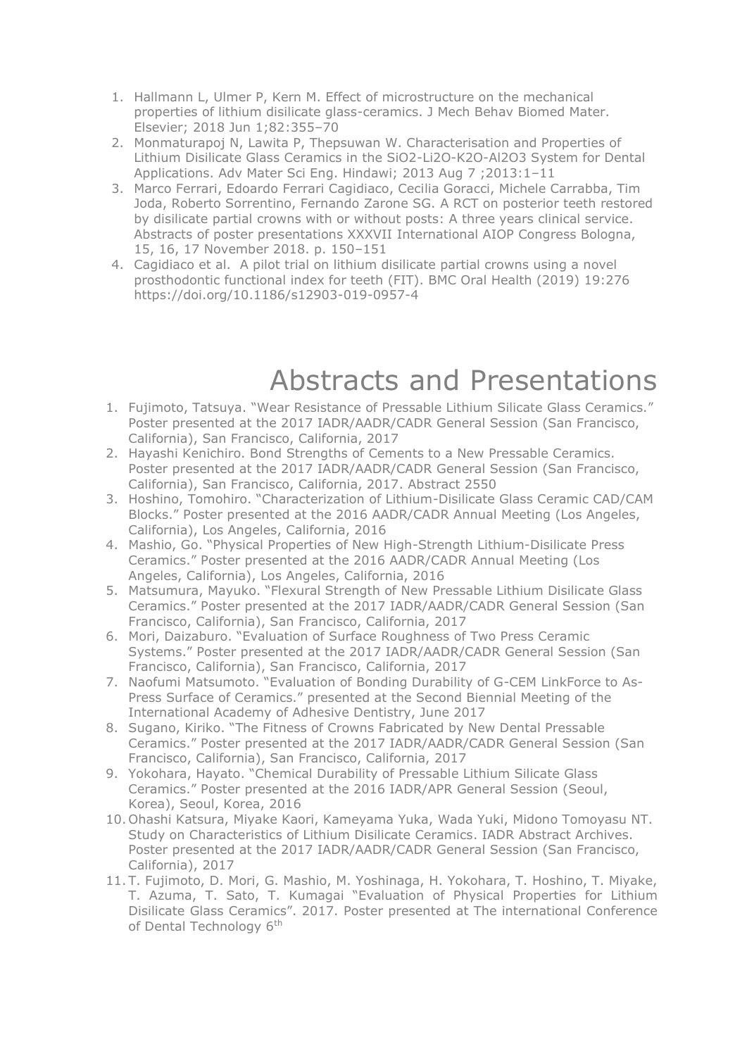1. Hallmann L, Ulmer P, Kern M. Effect of microstructure on the mechanical properties of lithium disilicate glass-ceramics. J Mech Behav Biomed Mater. Elsevier; 2018 Jun 1;82:355–70
2. Monmaturapoj N, Lawita P, Thepsuwan W. Characterisation and Properties of Lithium Disilicate Glass Ceramics in the $SiO_2$-$Li_2O$-$K_2O$-$Al_2O_3$ System for Dental Applications. Adv Mater Sci Eng. Hindawi; 2013 Aug 7 ;2013:1–11
3. Marco Ferrari, Edoardo Ferrari Cagidiaco, Cecilia Goracci, Michele Carrabba, Tim Joda, Roberto Sorrentino, Fernando Zarone SG. A RCT on posterior teeth restored by disilicate partial crowns with or without posts: A three years clinical service. Abstracts of poster presentations XXXVII International AIOP Congress Bologna, 15, 16, 17 November 2018. p. 150–151
4. Cagidiaco et al. A pilot trial on lithium disilicate partial crowns using a novel prosthodontic functional index for teeth (FIT). BMC Oral Health (2019) 19:276 https://doi.org/10.1186/s12903-019-0957-4

# Abstracts and Presentations

1. Fujimoto, Tatsuya. "Wear Resistance of Pressable Lithium Silicate Glass Ceramics." Poster presented at the 2017 IADR/AADR/CADR General Session (San Francisco, California), San Francisco, California, 2017
2. Hayashi Kenichiro. Bond Strengths of Cements to a New Pressable Ceramics. Poster presented at the 2017 IADR/AADR/CADR General Session (San Francisco, California), San Francisco, California, 2017. Abstract 2550
3. Hoshino, Tomohiro. "Characterization of Lithium-Disilicate Glass Ceramic CAD/CAM Blocks." Poster presented at the 2016 AADR/CADR Annual Meeting (Los Angeles, California), Los Angeles, California, 2016
4. Mashio, Go. "Physical Properties of New High-Strength Lithium-Disilicate Press Ceramics." Poster presented at the 2016 AADR/CADR Annual Meeting (Los Angeles, California), Los Angeles, California, 2016
5. Matsumura, Mayuko. "Flexural Strength of New Pressable Lithium Disilicate Glass Ceramics." Poster presented at the 2017 IADR/AADR/CADR General Session (San Francisco, California), San Francisco, California, 2017
6. Mori, Daizaburo. "Evaluation of Surface Roughness of Two Press Ceramic Systems." Poster presented at the 2017 IADR/AADR/CADR General Session (San Francisco, California), San Francisco, California, 2017
7. Naofumi Matsumoto. "Evaluation of Bonding Durability of G-CEM LinkForce to As-Press Surface of Ceramics." presented at the Second Biennial Meeting of the International Academy of Adhesive Dentistry, June 2017
8. Sugano, Kiriko. "The Fitness of Crowns Fabricated by New Dental Pressable Ceramics." Poster presented at the 2017 IADR/AADR/CADR General Session (San Francisco, California), San Francisco, California, 2017
9. Yokohara, Hayato. "Chemical Durability of Pressable Lithium Silicate Glass Ceramics." Poster presented at the 2016 IADR/APR General Session (Seoul, Korea), Seoul, Korea, 2016
10. Ohashi Katsura, Miyake Kaori, Kameyama Yuka, Wada Yuki, Midono Tomoyasu NT. Study on Characteristics of Lithium Disilicate Ceramics. IADR Abstract Archives. Poster presented at the 2017 IADR/AADR/CADR General Session (San Francisco, California), 2017
11. T. Fujimoto, D. Mori, G. Mashio, M. Yoshinaga, H. Yokohara, T. Hoshino, T. Miyake, T. Azuma, T. Sato, T. Kumagai "Evaluation of Physical Properties for Lithium Disilicate Glass Ceramics". 2017. Poster presented at The international Conference of Dental Technology 6th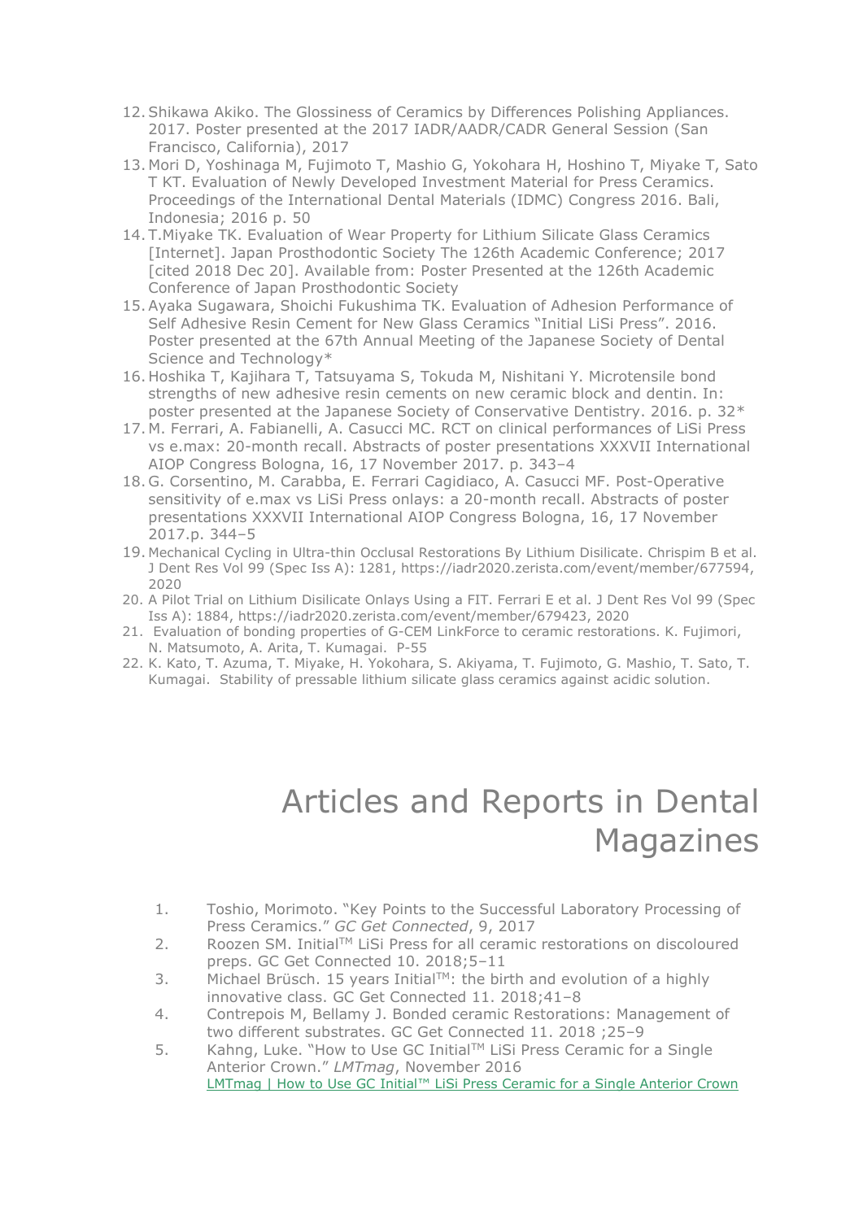12. Shikawa Akiko. The Glossiness of Ceramics by Differences Polishing Appliances. 2017. Poster presented at the 2017 IADR/AADR/CADR General Session (San Francisco, California), 2017
13. Mori D, Yoshinaga M, Fujimoto T, Mashio G, Yokohara H, Hoshino T, Miyake T, Sato T KT. Evaluation of Newly Developed Investment Material for Press Ceramics. Proceedings of the International Dental Materials (IDMC) Congress 2016. Bali, Indonesia; 2016 p. 50
14. T.Miyake TK. Evaluation of Wear Property for Lithium Silicate Glass Ceramics [Internet]. Japan Prosthodontic Society The 126th Academic Conference; 2017 [cited 2018 Dec 20]. Available from: Poster Presented at the 126th Academic Conference of Japan Prosthodontic Society
15. Ayaka Sugawara, Shoichi Fukushima TK. Evaluation of Adhesion Performance of Self Adhesive Resin Cement for New Glass Ceramics "Initial LiSi Press". 2016. Poster presented at the 67th Annual Meeting of the Japanese Society of Dental Science and Technology*
16. Hoshika T, Kajihara T, Tatsuyama S, Tokuda M, Nishitani Y. Microtensile bond strengths of new adhesive resin cements on new ceramic block and dentin. In: poster presented at the Japanese Society of Conservative Dentistry. 2016. p. 32*
17. M. Ferrari, A. Fabianelli, A. Casucci MC. RCT on clinical performances of LiSi Press vs e.max: 20-month recall. Abstracts of poster presentations XXXVII International AIOP Congress Bologna, 16, 17 November 2017. p. 343–4
18. G. Corsentino, M. Carabba, E. Ferrari Cagidiaco, A. Casucci MF. Post-Operative sensitivity of e.max vs LiSi Press onlays: a 20-month recall. Abstracts of poster presentations XXXVII International AIOP Congress Bologna, 16, 17 November 2017.p. 344–5
19. Mechanical Cycling in Ultra-thin Occlusal Restorations By Lithium Disilicate. Chrispim B et al. J Dent Res Vol 99 (Spec Iss A): 1281, https://iadr2020.zerista.com/event/member/677594, 2020
20. A Pilot Trial on Lithium Disilicate Onlays Using a FIT. Ferrari E et al. J Dent Res Vol 99 (Spec Iss A): 1884, https://iadr2020.zerista.com/event/member/679423, 2020
21. Evaluation of bonding properties of G-CEM LinkForce to ceramic restorations. K. Fujimori, N. Matsumoto, A. Arita, T. Kumagai. P-55
22. K. Kato, T. Azuma, T. Miyake, H. Yokohara, S. Akiyama, T. Fujimoto, G. Mashio, T. Sato, T. Kumagai. Stability of pressable lithium silicate glass ceramics against acidic solution.

# Articles and Reports in Dental Magazines

1. Toshio, Morimoto. "Key Points to the Successful Laboratory Processing of Press Ceramics." *GC Get Connected*, 9, 2017
2. Roozen SM. Initial™ LiSi Press for all ceramic restorations on discoloured preps. GC Get Connected 10. 2018;5–11
3. Michael Brüsch. 15 years Initial™: the birth and evolution of a highly innovative class. GC Get Connected 11. 2018;41–8
4. Contrepois M, Bellamy J. Bonded ceramic Restorations: Management of two different substrates. GC Get Connected 11. 2018 ;25–9
5. Kahng, Luke. "How to Use GC Initial™ LiSi Press Ceramic for a Single Anterior Crown." *LMTmag*, November 2016
   LMTmag | How to Use GC Initial™ LiSi Press Ceramic for a Single Anterior Crown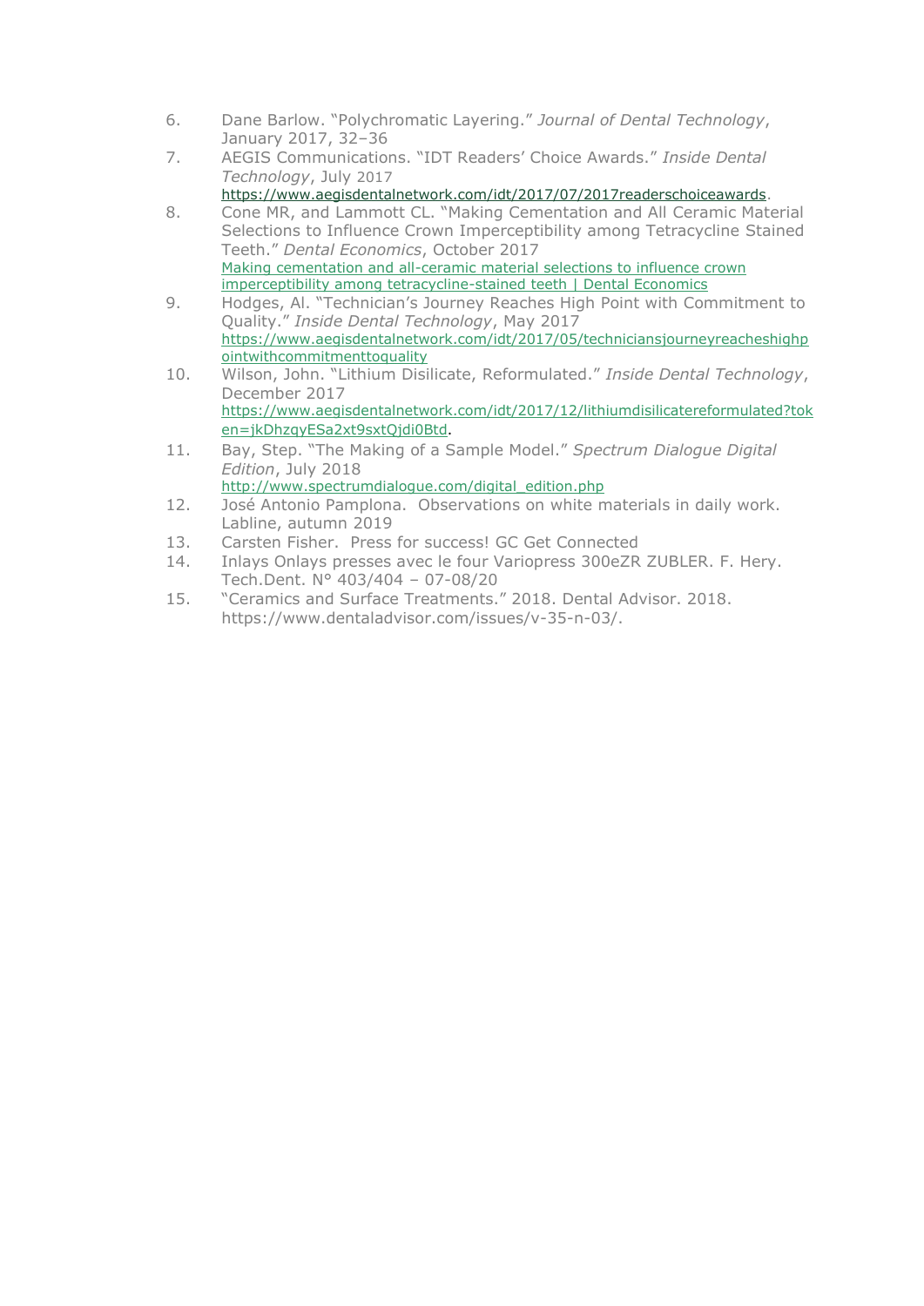6. Dane Barlow. "Polychromatic Layering." *Journal of Dental Technology*, January 2017, 32–36
7. AEGIS Communications. "IDT Readers' Choice Awards." *Inside Dental Technology*, July 2017 https://www.aegisdentalnetwork.com/idt/2017/07/2017readerschoiceawards.
8. Cone MR, and Lammott CL. "Making Cementation and All Ceramic Material Selections to Influence Crown Imperceptibility among Tetracycline Stained Teeth." *Dental Economics*, October 2017 Making cementation and all-ceramic material selections to influence crown imperceptibility among tetracycline-stained teeth | Dental Economics
9. Hodges, Al. "Technician's Journey Reaches High Point with Commitment to Quality." *Inside Dental Technology*, May 2017 https://www.aegisdentalnetwork.com/idt/2017/05/techniciansjourneyreacheshighpointwithcommitmenttoquality
10. Wilson, John. "Lithium Disilicate, Reformulated." *Inside Dental Technology*, December 2017 https://www.aegisdentalnetwork.com/idt/2017/12/lithiumdisilicatereformulated?token=jkDhzqyESa2xt9sxtQjdi0Btd.
11. Bay, Step. "The Making of a Sample Model." *Spectrum Dialogue Digital Edition*, July 2018 http://www.spectrumdialogue.com/digital_edition.php
12. José Antonio Pamplona. Observations on white materials in daily work. Labline, autumn 2019
13. Carsten Fisher. Press for success! GC Get Connected
14. Inlays Onlays presses avec le four Variopress 300eZR ZUBLER. F. Hery. Tech.Dent. N° 403/404 – 07-08/20
15. "Ceramics and Surface Treatments." 2018. Dental Advisor. 2018. https://www.dentaladvisor.com/issues/v-35-n-03/.